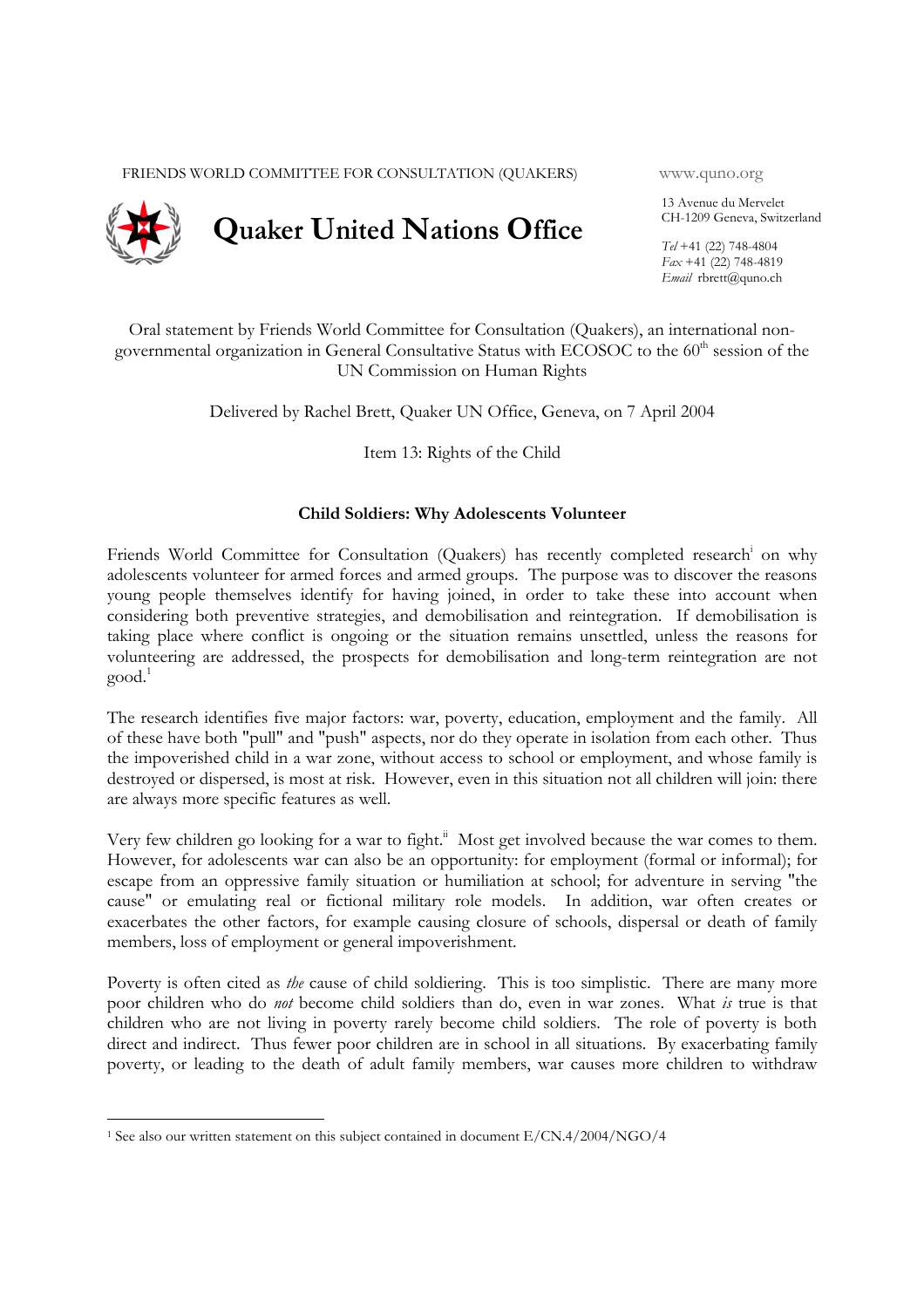FRIENDS WORLD COMMITTEE FOR CONSULTATION (QUAKERS)

# Quaker United Nations Office

www.quno.org

13 Avenue du Mervelet
CH-1209 Geneva, Switzerland

*Tel* +41 (22) 748-4804
*Fax* +41 (22) 748-4819
*Email* rbrett@quno.ch

Oral statement by Friends World Committee for Consultation (Quakers), an international non-governmental organization in General Consultative Status with ECOSOC to the 60th session of the UN Commission on Human Rights

Delivered by Rachel Brett, Quaker UN Office, Geneva, on 7 April 2004

Item 13: Rights of the Child

## Child Soldiers: Why Adolescents Volunteer

Friends World Committee for Consultation (Quakers) has recently completed research[i] on why adolescents volunteer for armed forces and armed groups. The purpose was to discover the reasons young people themselves identify for having joined, in order to take these into account when considering both preventive strategies, and demobilisation and reintegration. If demobilisation is taking place where conflict is ongoing or the situation remains unsettled, unless the reasons for volunteering are addressed, the prospects for demobilisation and long-term reintegration are not good.[1]

The research identifies five major factors: war, poverty, education, employment and the family. All of these have both "pull" and "push" aspects, nor do they operate in isolation from each other. Thus the impoverished child in a war zone, without access to school or employment, and whose family is destroyed or dispersed, is most at risk. However, even in this situation not all children will join: there are always more specific features as well.

Very few children go looking for a war to fight.[ii] Most get involved because the war comes to them. However, for adolescents war can also be an opportunity: for employment (formal or informal); for escape from an oppressive family situation or humiliation at school; for adventure in serving "the cause" or emulating real or fictional military role models. In addition, war often creates or exacerbates the other factors, for example causing closure of schools, dispersal or death of family members, loss of employment or general impoverishment.

Poverty is often cited as *the* cause of child soldiering. This is too simplistic. There are many more poor children who do *not* become child soldiers than do, even in war zones. What *is* true is that children who are not living in poverty rarely become child soldiers. The role of poverty is both direct and indirect. Thus fewer poor children are in school in all situations. By exacerbating family poverty, or leading to the death of adult family members, war causes more children to withdraw

[1] See also our written statement on this subject contained in document E/CN.4/2004/NGO/4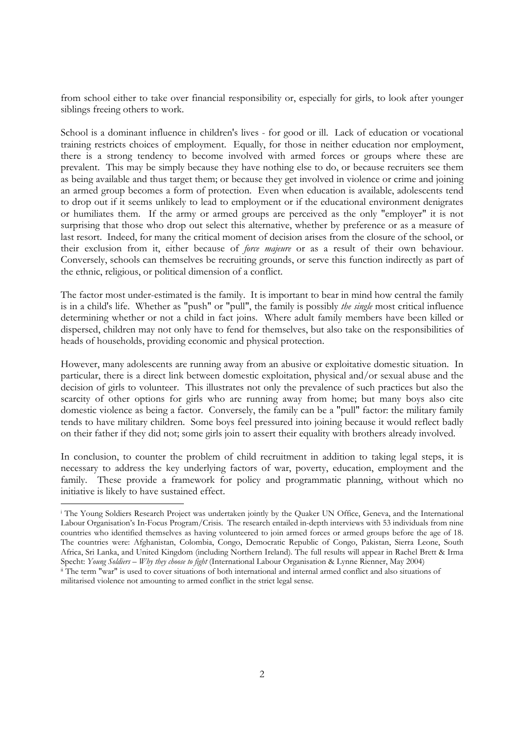from school either to take over financial responsibility or, especially for girls, to look after younger siblings freeing others to work.

School is a dominant influence in children's lives - for good or ill. Lack of education or vocational training restricts choices of employment. Equally, for those in neither education nor employment, there is a strong tendency to become involved with armed forces or groups where these are prevalent. This may be simply because they have nothing else to do, or because recruiters see them as being available and thus target them; or because they get involved in violence or crime and joining an armed group becomes a form of protection. Even when education is available, adolescents tend to drop out if it seems unlikely to lead to employment or if the educational environment denigrates or humiliates them. If the army or armed groups are perceived as the only "employer" it is not surprising that those who drop out select this alternative, whether by preference or as a measure of last resort. Indeed, for many the critical moment of decision arises from the closure of the school, or their exclusion from it, either because of *force majeure* or as a result of their own behaviour. Conversely, schools can themselves be recruiting grounds, or serve this function indirectly as part of the ethnic, religious, or political dimension of a conflict.

The factor most under-estimated is the family. It is important to bear in mind how central the family is in a child's life. Whether as "push" or "pull", the family is possibly *the single* most critical influence determining whether or not a child in fact joins. Where adult family members have been killed or dispersed, children may not only have to fend for themselves, but also take on the responsibilities of heads of households, providing economic and physical protection.

However, many adolescents are running away from an abusive or exploitative domestic situation. In particular, there is a direct link between domestic exploitation, physical and/or sexual abuse and the decision of girls to volunteer. This illustrates not only the prevalence of such practices but also the scarcity of other options for girls who are running away from home; but many boys also cite domestic violence as being a factor. Conversely, the family can be a "pull" factor: the military family tends to have military children. Some boys feel pressured into joining because it would reflect badly on their father if they did not; some girls join to assert their equality with brothers already involved.

In conclusion, to counter the problem of child recruitment in addition to taking legal steps, it is necessary to address the key underlying factors of war, poverty, education, employment and the family. These provide a framework for policy and programmatic planning, without which no initiative is likely to have sustained effect.

---

[i] The Young Soldiers Research Project was undertaken jointly by the Quaker UN Office, Geneva, and the International Labour Organisation's In-Focus Program/Crisis. The research entailed in-depth interviews with 53 individuals from nine countries who identified themselves as having volunteered to join armed forces or armed groups before the age of 18. The countries were: Afghanistan, Colombia, Congo, Democratic Republic of Congo, Pakistan, Sierra Leone, South Africa, Sri Lanka, and United Kingdom (including Northern Ireland). The full results will appear in Rachel Brett & Irma Specht: *Young Soldiers – Why they choose to fight* (International Labour Organisation & Lynne Rienner, May 2004)

[ii] The term "war" is used to cover situations of both international and internal armed conflict and also situations of militarised violence not amounting to armed conflict in the strict legal sense.